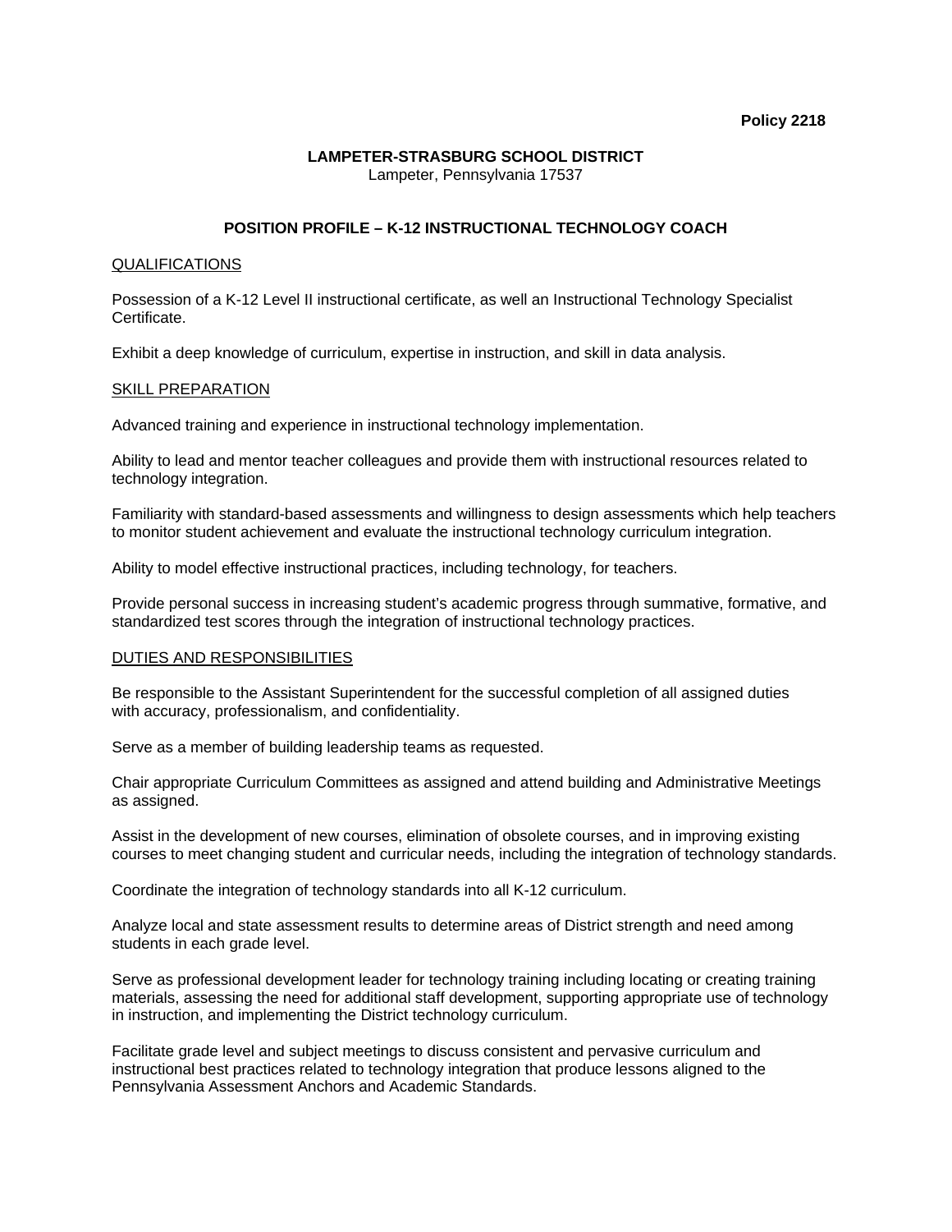**Policy 2218**

**LAMPETER-STRASBURG SCHOOL DISTRICT**
Lampeter, Pennsylvania 17537

# POSITION PROFILE – K-12 INSTRUCTIONAL TECHNOLOGY COACH

## QUALIFICATIONS

Possession of a K-12 Level II instructional certificate, as well an Instructional Technology Specialist Certificate.

Exhibit a deep knowledge of curriculum, expertise in instruction, and skill in data analysis.

## SKILL PREPARATION

Advanced training and experience in instructional technology implementation.

Ability to lead and mentor teacher colleagues and provide them with instructional resources related to technology integration.

Familiarity with standard-based assessments and willingness to design assessments which help teachers to monitor student achievement and evaluate the instructional technology curriculum integration.

Ability to model effective instructional practices, including technology, for teachers.

Provide personal success in increasing student's academic progress through summative, formative, and standardized test scores through the integration of instructional technology practices.

## DUTIES AND RESPONSIBILITIES

Be responsible to the Assistant Superintendent for the successful completion of all assigned duties with accuracy, professionalism, and confidentiality.

Serve as a member of building leadership teams as requested.

Chair appropriate Curriculum Committees as assigned and attend building and Administrative Meetings as assigned.

Assist in the development of new courses, elimination of obsolete courses, and in improving existing courses to meet changing student and curricular needs, including the integration of technology standards.

Coordinate the integration of technology standards into all K-12 curriculum.

Analyze local and state assessment results to determine areas of District strength and need among students in each grade level.

Serve as professional development leader for technology training including locating or creating training materials, assessing the need for additional staff development, supporting appropriate use of technology in instruction, and implementing the District technology curriculum.

Facilitate grade level and subject meetings to discuss consistent and pervasive curriculum and instructional best practices related to technology integration that produce lessons aligned to the Pennsylvania Assessment Anchors and Academic Standards.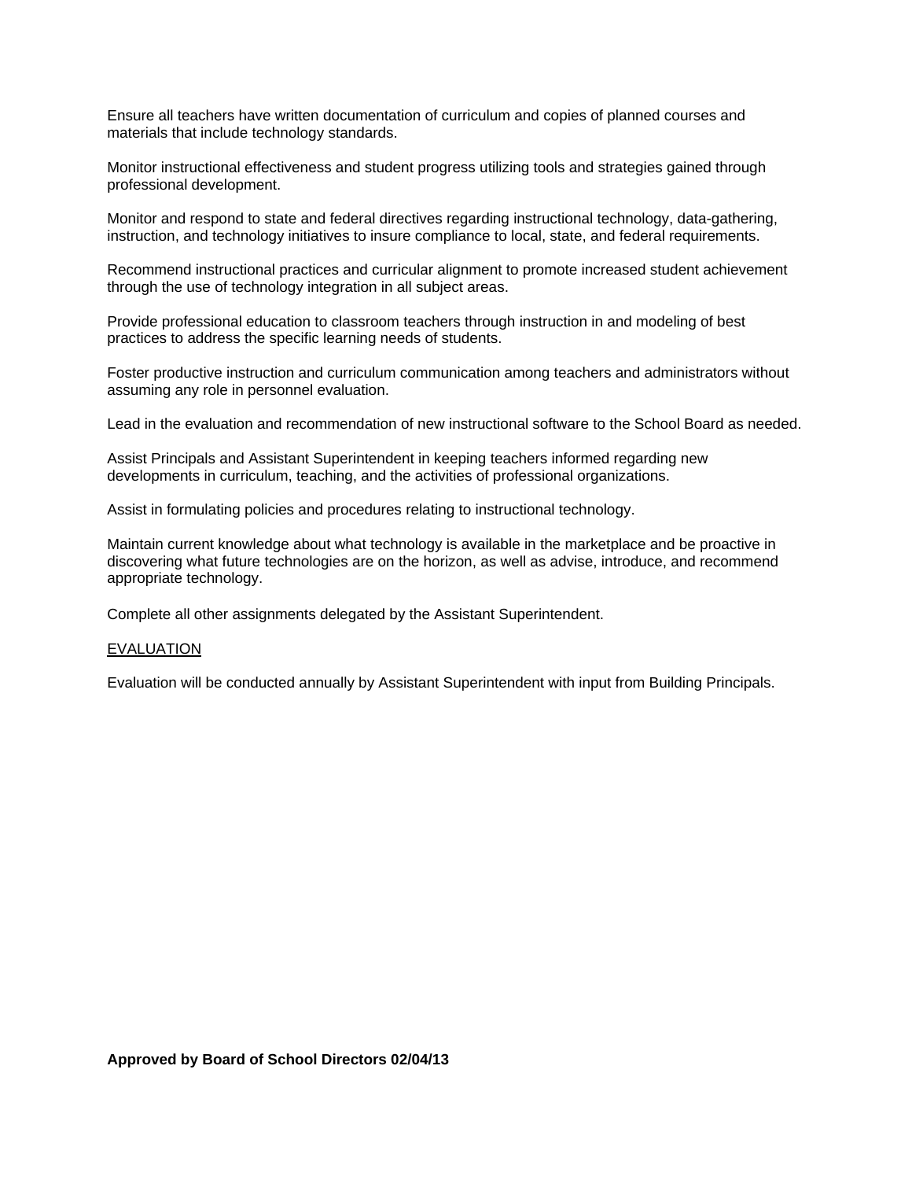Ensure all teachers have written documentation of curriculum and copies of planned courses and materials that include technology standards.

Monitor instructional effectiveness and student progress utilizing tools and strategies gained through professional development.

Monitor and respond to state and federal directives regarding instructional technology, data-gathering, instruction, and technology initiatives to insure compliance to local, state, and federal requirements.

Recommend instructional practices and curricular alignment to promote increased student achievement through the use of technology integration in all subject areas.

Provide professional education to classroom teachers through instruction in and modeling of best practices to address the specific learning needs of students.

Foster productive instruction and curriculum communication among teachers and administrators without assuming any role in personnel evaluation.

Lead in the evaluation and recommendation of new instructional software to the School Board as needed.

Assist Principals and Assistant Superintendent in keeping teachers informed regarding new developments in curriculum, teaching, and the activities of professional organizations.

Assist in formulating policies and procedures relating to instructional technology.

Maintain current knowledge about what technology is available in the marketplace and be proactive in discovering what future technologies are on the horizon, as well as advise, introduce, and recommend appropriate technology.

Complete all other assignments delegated by the Assistant Superintendent.

<u>EVALUATION</u>

Evaluation will be conducted annually by Assistant Superintendent with input from Building Principals.

**Approved by Board of School Directors 02/04/13**